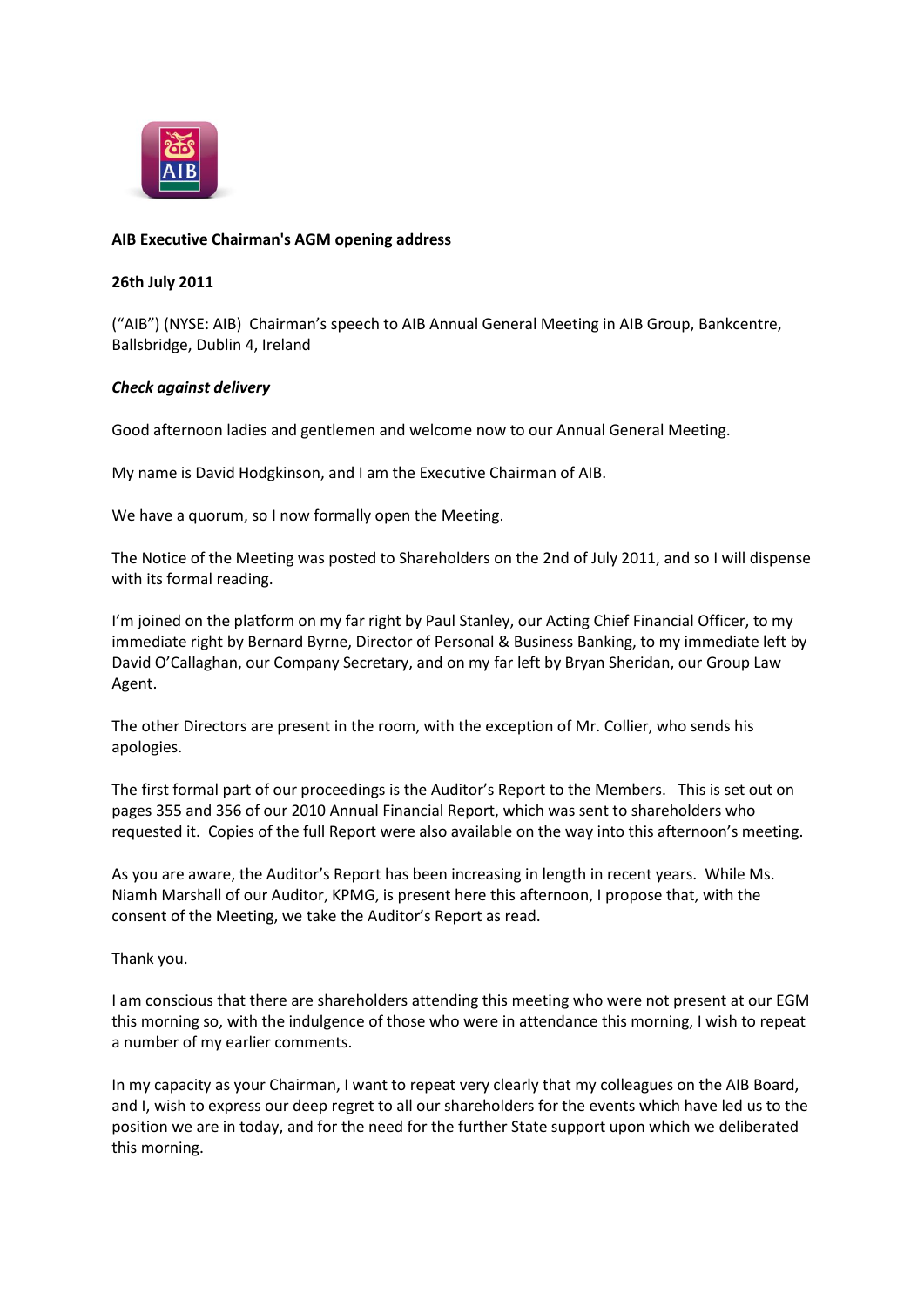**AIB Executive Chairman's AGM opening address**

**26th July 2011**

("AIB") (NYSE: AIB) Chairman's speech to AIB Annual General Meeting in AIB Group, Bankcentre, Ballsbridge, Dublin 4, Ireland

***Check against delivery***

Good afternoon ladies and gentlemen and welcome now to our Annual General Meeting.

My name is David Hodgkinson, and I am the Executive Chairman of AIB.

We have a quorum, so I now formally open the Meeting.

The Notice of the Meeting was posted to Shareholders on the 2nd of July 2011, and so I will dispense with its formal reading.

I'm joined on the platform on my far right by Paul Stanley, our Acting Chief Financial Officer, to my immediate right by Bernard Byrne, Director of Personal & Business Banking, to my immediate left by David O'Callaghan, our Company Secretary, and on my far left by Bryan Sheridan, our Group Law Agent.

The other Directors are present in the room, with the exception of Mr. Collier, who sends his apologies.

The first formal part of our proceedings is the Auditor's Report to the Members. This is set out on pages 355 and 356 of our 2010 Annual Financial Report, which was sent to shareholders who requested it. Copies of the full Report were also available on the way into this afternoon's meeting.

As you are aware, the Auditor's Report has been increasing in length in recent years. While Ms. Niamh Marshall of our Auditor, KPMG, is present here this afternoon, I propose that, with the consent of the Meeting, we take the Auditor's Report as read.

Thank you.

I am conscious that there are shareholders attending this meeting who were not present at our EGM this morning so, with the indulgence of those who were in attendance this morning, I wish to repeat a number of my earlier comments.

In my capacity as your Chairman, I want to repeat very clearly that my colleagues on the AIB Board, and I, wish to express our deep regret to all our shareholders for the events which have led us to the position we are in today, and for the need for the further State support upon which we deliberated this morning.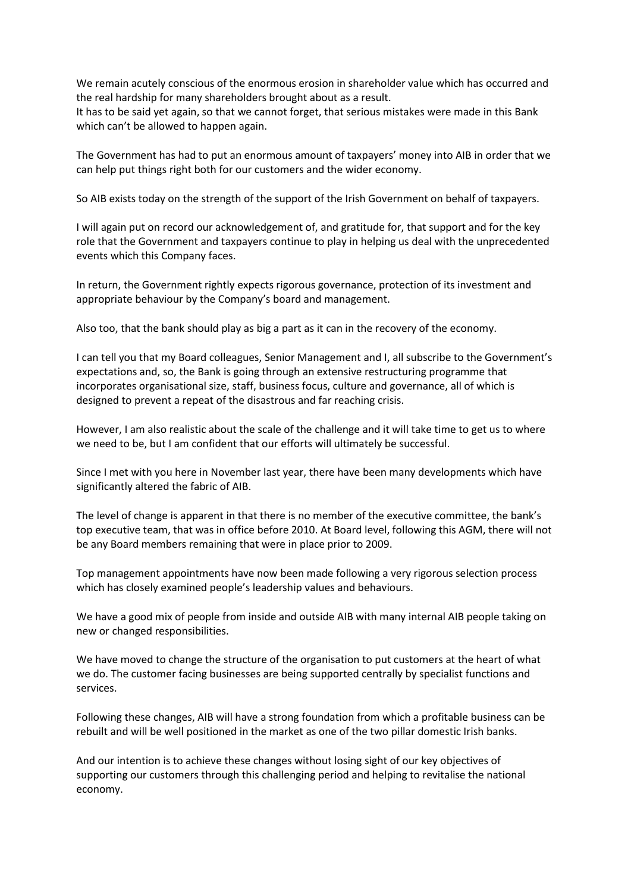We remain acutely conscious of the enormous erosion in shareholder value which has occurred and the real hardship for many shareholders brought about as a result.
It has to be said yet again, so that we cannot forget, that serious mistakes were made in this Bank which can't be allowed to happen again.

The Government has had to put an enormous amount of taxpayers' money into AIB in order that we can help put things right both for our customers and the wider economy.

So AIB exists today on the strength of the support of the Irish Government on behalf of taxpayers.

I will again put on record our acknowledgement of, and gratitude for, that support and for the key role that the Government and taxpayers continue to play in helping us deal with the unprecedented events which this Company faces.

In return, the Government rightly expects rigorous governance, protection of its investment and appropriate behaviour by the Company's board and management.

Also too, that the bank should play as big a part as it can in the recovery of the economy.

I can tell you that my Board colleagues, Senior Management and I, all subscribe to the Government's expectations and, so, the Bank is going through an extensive restructuring programme that incorporates organisational size, staff, business focus, culture and governance, all of which is designed to prevent a repeat of the disastrous and far reaching crisis.

However, I am also realistic about the scale of the challenge and it will take time to get us to where we need to be, but I am confident that our efforts will ultimately be successful.

Since I met with you here in November last year, there have been many developments which have significantly altered the fabric of AIB.

The level of change is apparent in that there is no member of the executive committee, the bank's top executive team, that was in office before 2010. At Board level, following this AGM, there will not be any Board members remaining that were in place prior to 2009.

Top management appointments have now been made following a very rigorous selection process which has closely examined people's leadership values and behaviours.

We have a good mix of people from inside and outside AIB with many internal AIB people taking on new or changed responsibilities.

We have moved to change the structure of the organisation to put customers at the heart of what we do. The customer facing businesses are being supported centrally by specialist functions and services.

Following these changes, AIB will have a strong foundation from which a profitable business can be rebuilt and will be well positioned in the market as one of the two pillar domestic Irish banks.

And our intention is to achieve these changes without losing sight of our key objectives of supporting our customers through this challenging period and helping to revitalise the national economy.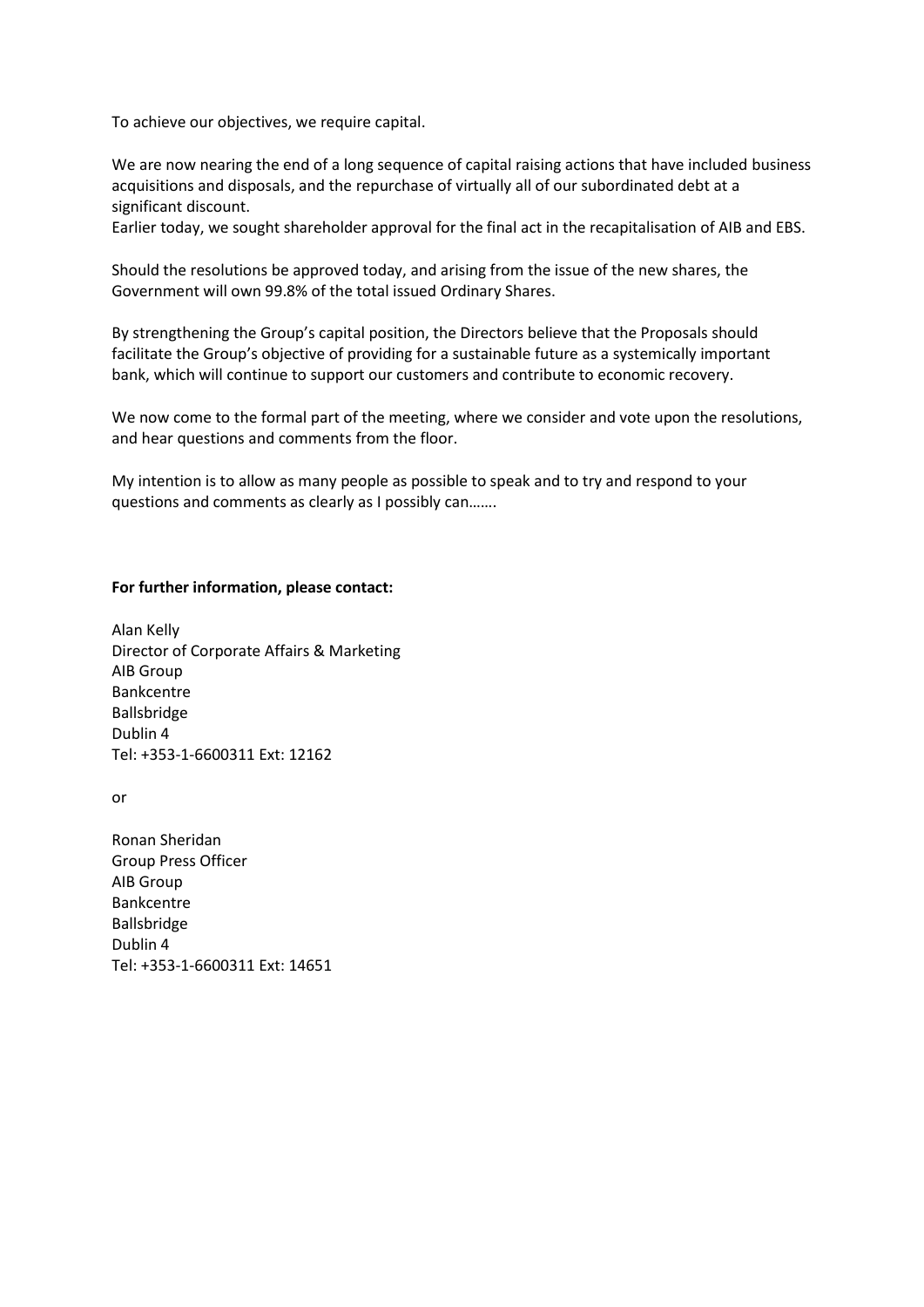To achieve our objectives, we require capital.

We are now nearing the end of a long sequence of capital raising actions that have included business acquisitions and disposals, and the repurchase of virtually all of our subordinated debt at a significant discount.
Earlier today, we sought shareholder approval for the final act in the recapitalisation of AIB and EBS.

Should the resolutions be approved today, and arising from the issue of the new shares, the Government will own 99.8% of the total issued Ordinary Shares.

By strengthening the Group's capital position, the Directors believe that the Proposals should facilitate the Group's objective of providing for a sustainable future as a systemically important bank, which will continue to support our customers and contribute to economic recovery.

We now come to the formal part of the meeting, where we consider and vote upon the resolutions, and hear questions and comments from the floor.

My intention is to allow as many people as possible to speak and to try and respond to your questions and comments as clearly as I possibly can…….

**For further information, please contact:**

Alan Kelly
Director of Corporate Affairs & Marketing
AIB Group
Bankcentre
Ballsbridge
Dublin 4
Tel: +353-1-6600311 Ext: 12162

or

Ronan Sheridan
Group Press Officer
AIB Group
Bankcentre
Ballsbridge
Dublin 4
Tel: +353-1-6600311 Ext: 14651